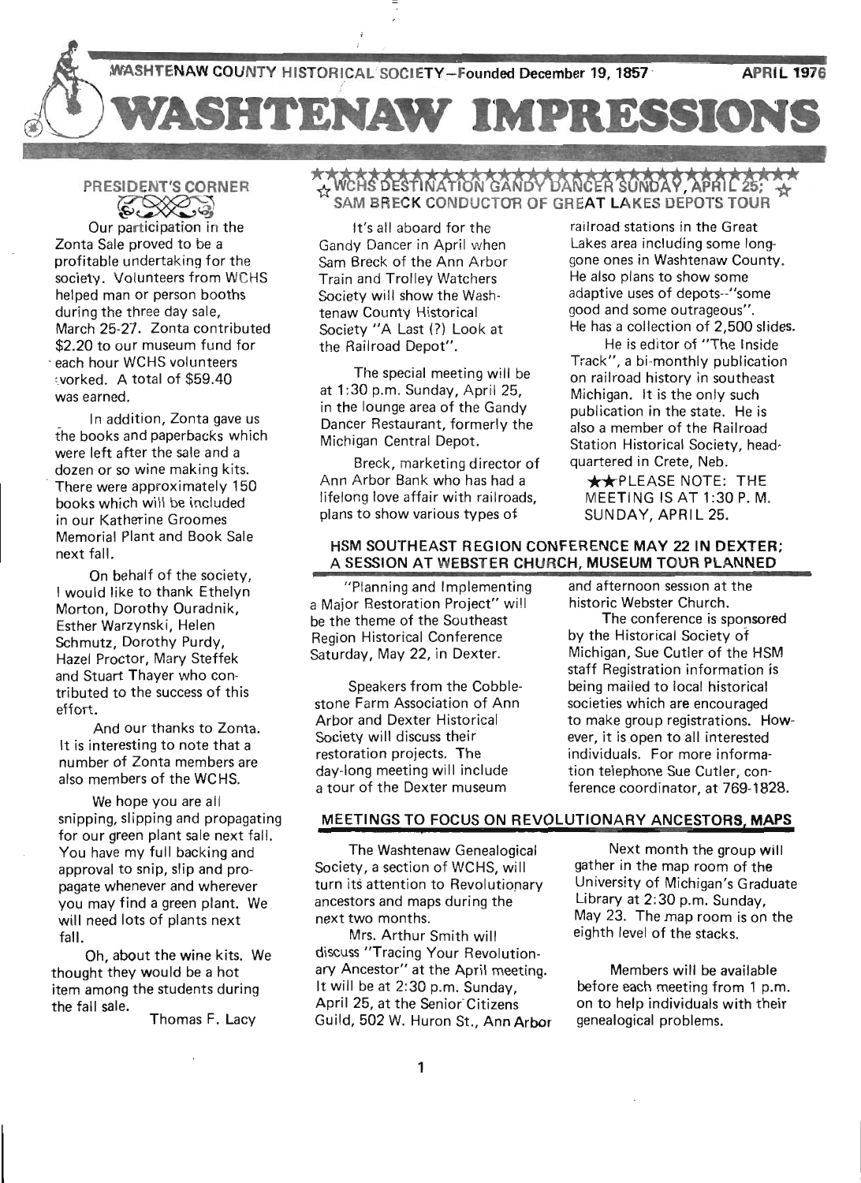WASHTENAW COUNTY HISTORICAL SOCIETY—Founded December 19, 1857 APRIL 1976

# WASHTENAW IMPRESSIONS

## PRESIDENT'S CORNER

Our participation in the Zonta Sale proved to be a profitable undertaking for the society. Volunteers from WCHS helped man or person booths during the three day sale, March 25-27. Zonta contributed $2.20 to our museum fund for each hour WCHS volunteers worked. A total of $59.40 was earned.

In addition, Zonta gave us the books and paperbacks which were left after the sale and a dozen or so wine making kits. There were approximately 150 books which will be included in our Katherine Groomes Memorial Plant and Book Sale next fall.

On behalf of the society, I would like to thank Ethelyn Morton, Dorothy Ouradnik, Esther Warzynski, Helen Schmutz, Dorothy Purdy, Hazel Proctor, Mary Steffek and Stuart Thayer who contributed to the success of this effort.

And our thanks to Zonta. It is interesting to note that a number of Zonta members are also members of the WCHS.

We hope you are all snipping, slipping and propagating for our green plant sale next fall. You have my full backing and approval to snip, slip and propagate whenever and wherever you may find a green plant. We will need lots of plants next fall.

Oh, about the wine kits. We thought they would be a hot item among the students during the fall sale.

Thomas F. Lacy

## WCHS DESTINATION GANDY DANCER SUNDAY, APRIL 25; SAM BRECK CONDUCTOR OF GREAT LAKES DEPOTS TOUR

It's all aboard for the Gandy Dancer in April when Sam Breck of the Ann Arbor Train and Trolley Watchers Society will show the Washtenaw County Historical Society "A Last (?) Look at the Railroad Depot".

The special meeting will be at 1:30 p.m. Sunday, April 25, in the lounge area of the Gandy Dancer Restaurant, formerly the Michigan Central Depot.

Breck, marketing director of Ann Arbor Bank who has had a lifelong love affair with railroads, plans to show various types of railroad stations in the Great Lakes area including some long-gone ones in Washtenaw County. He also plans to show some adaptive uses of depots--"some good and some outrageous". He has a collection of 2,500 slides.

He is editor of "The Inside Track", a bi-monthly publication on railroad history in southeast Michigan. It is the only such publication in the state. He is also a member of the Railroad Station Historical Society, headquartered in Crete, Neb.

★★PLEASE NOTE: THE MEETING IS AT 1:30 P. M. SUNDAY, APRIL 25.

## HSM SOUTHEAST REGION CONFERENCE MAY 22 IN DEXTER; A SESSION AT WEBSTER CHURCH, MUSEUM TOUR PLANNED

"Planning and Implementing a Major Restoration Project" will be the theme of the Southeast Region Historical Conference Saturday, May 22, in Dexter.

Speakers from the Cobblestone Farm Association of Ann Arbor and Dexter Historical Society will discuss their restoration projects. The day-long meeting will include a tour of the Dexter museum and afternoon session at the historic Webster Church.

The conference is sponsored by the Historical Society of Michigan, Sue Cutler of the HSM staff Registration information is being mailed to local historical societies which are encouraged to make group registrations. However, it is open to all interested individuals. For more information telephone Sue Cutler, conference coordinator, at 769-1828.

## MEETINGS TO FOCUS ON REVOLUTIONARY ANCESTORS, MAPS

The Washtenaw Genealogical Society, a section of WCHS, will turn its attention to Revolutionary ancestors and maps during the next two months.

Mrs. Arthur Smith will discuss "Tracing Your Revolutionary Ancestor" at the April meeting. It will be at 2:30 p.m. Sunday, April 25, at the Senior Citizens Guild, 502 W. Huron St., Ann Arbor

Next month the group will gather in the map room of the University of Michigan's Graduate Library at 2:30 p.m. Sunday, May 23. The map room is on the eighth level of the stacks.

Members will be available before each meeting from 1 p.m. on to help individuals with their genealogical problems.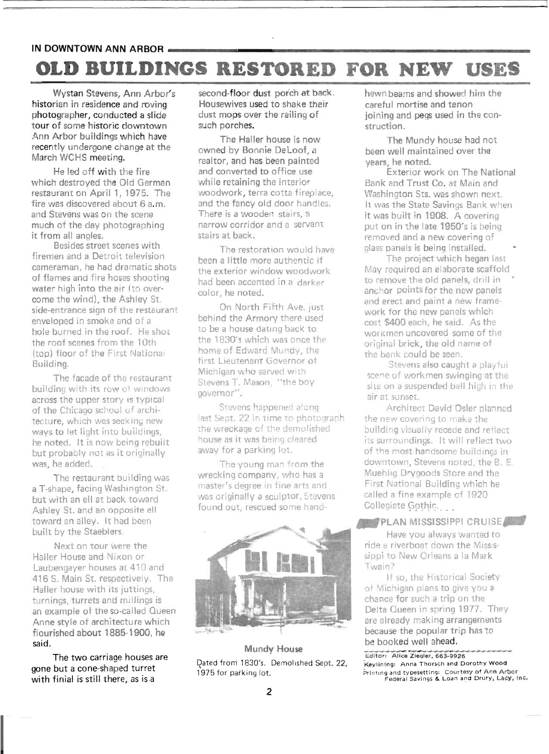IN DOWNTOWN ANN ARBOR

# OLD BUILDINGS RESTORED FOR NEW USES

Wystan Stevens, Ann Arbor's historian in residence and roving photographer, conducted a slide tour of some historic downtown Ann Arbor buildings which have recently undergone change at the March WCHS meeting.

He led off with the fire which destroyed the Old German restaurant on April 1, 1975. The fire was discovered about 6 a.m. and Stevens was on the scene much of the day photographing it from all angles.

Besides street scenes with firemen and a Detroit television cameraman, he had dramatic shots of flames and fire hoses shooting water high into the air (to overcome the wind), the Ashley St. side-entrance sign of the restaurant enveloped in smoke and of a hole burned in the roof. He shot the roof scenes from the 10th (top) floor of the First National Building.

The facade of the restaurant building with its row of windows across the upper story is typical of the Chicago school of architecture, which was seeking new ways to let light into buildings, he noted. It is now being rebuilt but probably not as it originally was, he added.

The restaurant building was a T-shape, facing Washington St. but with an ell at back toward Ashley St. and an opposite ell toward an alley. It had been built by the Staeblers.

Next on tour were the Haller House and Nixon or Laubengayer houses at 410 and 416 S. Main St. respectively. The Haller house with its juttings, turnings, turrets and millings is an example of the so-called Queen Anne style of architecture which flourished about 1885-1900, he said.

The two carriage houses are gone but a cone-shaped turret with finial is still there, as is a second-floor dust porch at back. Housewives used to shake their dust mops over the railing of such porches.

The Haller house is now owned by Bonnie DeLoof, a realtor, and has been painted and converted to office use while retaining the interior woodwork, terra cotta fireplace, and the fancy old door handles. There is a wooden stairs, a narrow corridor and a servant stairs at back.

The restoration would have been a little more authentic if the exterior window woodwork had been accented in a darker color, he noted.

On North Fifth Ave. just behind the Armory there used to be a house dating back to the 1830's which was once the home of Edward Mundy, the first Lieutenant Governor of Michigan who served with Stevens T. Mason, "the boy governor".

Stevens happened along last Sept. 22 in time to photograph the wreckage of the demolished house as it was being cleared away for a parking lot.

The young man from the wrecking company, who has a master's degree in fine arts and was originally a sculptor, Stevens found out, rescued some hand-hewn beams and showed him the careful mortise and tenon joining and pegs used in the construction.

**Mundy House**

Dated from 1830's. Demolished Sept. 22, 1975 for parking lot.

The Mundy house had not been well maintained over the years, he noted.

Exterior work on The National Bank and Trust Co. at Main and Washington Sts. was shown next. It was the State Savings Bank when it was built in 1908. A covering put on in the late 1950's is being removed and a new covering of glass panels is being installed.

The project which began last May required an elaborate scaffold to remove the old panels, drill in anchor points for the new panels and erect and paint a new framework for the new panels which cost $400 each, he said. As the workmen uncovered some of the original brick, the old name of the bank could be seen.

Stevens also caught a playful scene of workmen swinging at the site on a suspended ball high in the air at sunset.

Architect David Osler planned the new covering to make the building visually recede and reflect its surroundings. It will reflect two of the most handsome buildings in downtown, Stevens noted, the B. E. Muehlig Drygoods Store and the First National Building which he called a fine example of 1920 Collegiate Gothic. . . .

## PLAN MISSISSIPPI CRUISE

Have you always wanted to ride a riverboat down the Mississippi to New Orleans a la Mark Twain?

If so, the Historical Society of Michigan plans to give you a chance for such a trip on the Delta Queen in spring 1977. They are already making arrangements because the popular trip has to be booked well ahead.

Editor: Alice Ziegler, 663-9926
Keylining: Anna Thorsch and Dorothy Wood
Printing and typesetting: Courtesy of Ann Arbor Federal Savings & Loan and Drury, Lacy, Inc.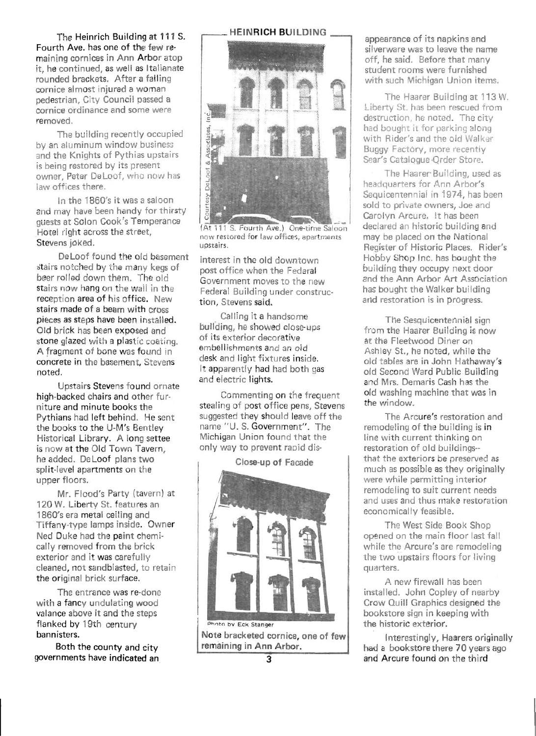The Heinrich Building at 111 S. Fourth Ave. has one of the few remaining cornices in Ann Arbor atop it, he continued, as well as Italianate rounded brackets. After a falling cornice almost injured a woman pedestrian, City Council passed a cornice ordinance and some were removed.

The building recently occupied by an aluminum window business and the Knights of Pythias upstairs is being restored by its present owner, Peter DeLoof, who now has law offices there.

In the 1860's it was a saloon and may have been handy for thirsty guests at Solon Cook's Temperance Hotel right across the street, Stevens joked.

DeLoof found the old basement stairs notched by the many kegs of beer rolled down them. The old stairs now hang on the wall in the reception area of his office. New stairs made of a beam with cross pieces as steps have been installed. Old brick has been exposed and stone glazed with a plastic coating. A fragment of bone was found in concrete in the basement, Stevens noted.

Upstairs Stevens found ornate high-backed chairs and other furniture and minute books the Pythians had left behind. He sent the books to the U-M's Bentley Historical Library. A long settee is now at the Old Town Tavern, he added. DeLoof plans two split-level apartments on the upper floors.

Mr. Flood's Party (tavern) at 120 W. Liberty St. features an 1860's era metal ceiling and Tiffany-type lamps inside. Owner Ned Duke had the paint chemically removed from the brick exterior and it was carefully cleaned, not sandblasted, to retain the original brick surface.

The entrance was re-done with a fancy undulating wood valance above it and the steps flanked by 19th century bannisters.

Both the county and city governments have indicated an interest in the old downtown post office when the Federal Government moves to the new Federal Building under construction, Stevens said.

**HEINRICH BUILDING**

Courtesy DeLoof & Associates, Inc.

(At 111 S. Fourth Ave.) One-time Saloon now restored for law offices, apartments upstairs.

Calling it a handsome building, he showed close-ups of its exterior decorative embellishments and an old desk and light fixtures inside. It apparently had had both gas and electric lights.

Commenting on the frequent stealing of post office pens, Stevens suggested they should leave off the name "U. S. Government". The Michigan Union found that the only way to prevent rapid disappearance of its napkins and silverware was to leave the name off, he said. Before that many student rooms were furnished with such Michigan Union items.

**Close-up of Facade**

Photo by Eck Stanger

**Note bracketed cornice, one of few remaining in Ann Arbor.**

The Haarer Building at 113 W. Liberty St. has been rescued from destruction, he noted. The city had bought it for parking along with Rider's and the old Walker Buggy Factory, more recently Sear's Catalogue Order Store.

The Haarer Building, used as headquarters for Ann Arbor's Sesquicentennial in 1974, has been sold to private owners, Joe and Carolyn Arcure. It has been declared an historic building and may be placed on the National Register of Historic Places. Rider's Hobby Shop Inc. has bought the building they occupy next door and the Ann Arbor Art Association has bought the Walker building and restoration is in progress.

The Sesquicentennial sign from the Haarer Building is now at the Fleetwood Diner on Ashley St., he noted, while the old tables are in John Hathaway's old Second Ward Public Building and Mrs. Demaris Cash has the old washing machine that was in the window.

The Arcure's restoration and remodeling of the building is in line with current thinking on restoration of old buildings-- that the exteriors be preserved as much as possible as they originally were while permitting interior remodeling to suit current needs and uses and thus make restoration economically feasible.

The West Side Book Shop opened on the main floor last fall while the Arcure's are remodeling the two upstairs floors for living quarters.

A new firewall has been installed. John Copley of nearby Crow Quill Graphics designed the bookstore sign in keeping with the historic exterior.

Interestingly, Haarers originally had a bookstore there 70 years ago and Arcure found on the third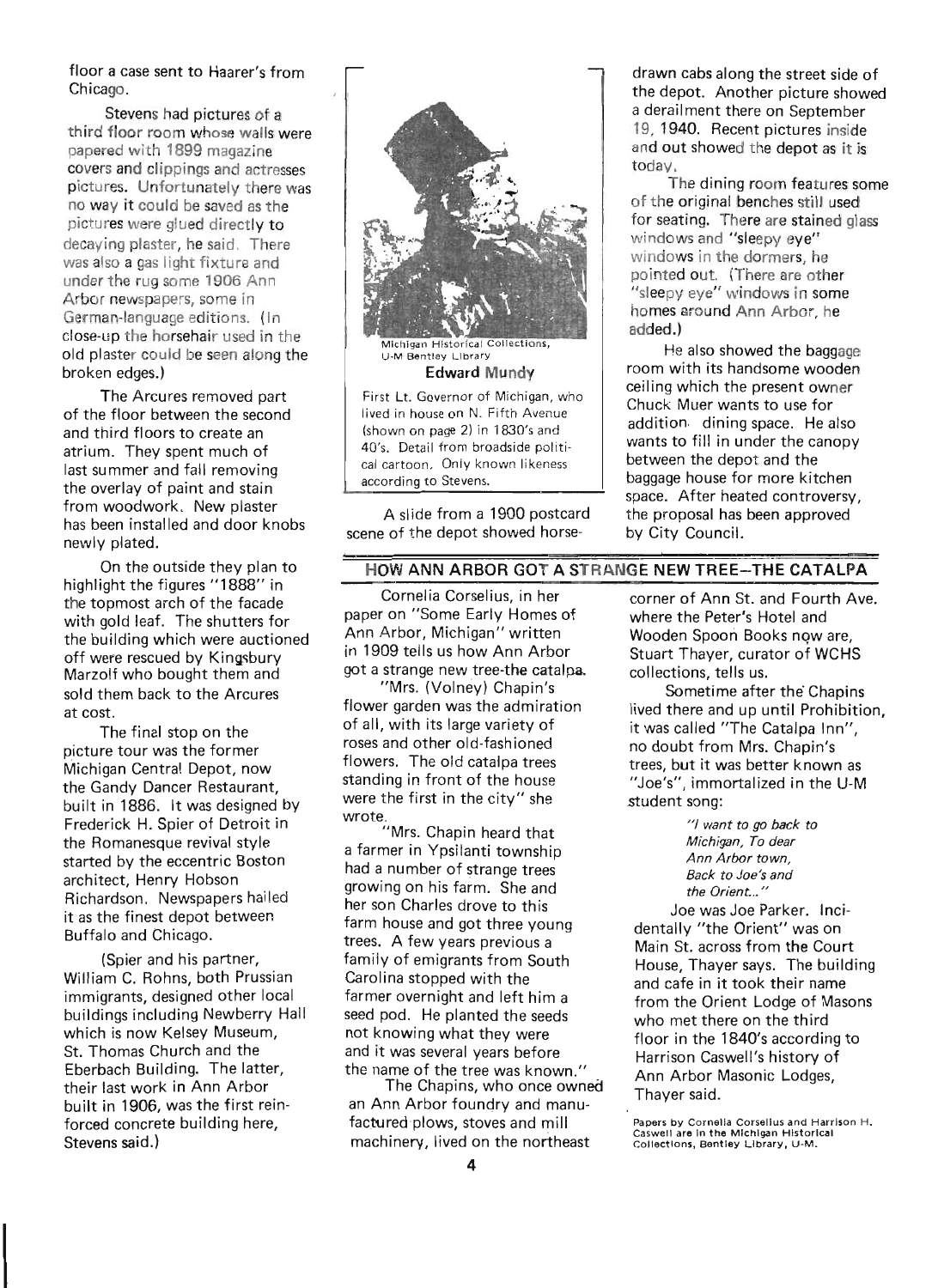floor a case sent to Haarer's from Chicago.

Stevens had pictures of a third floor room whose walls were papered with 1899 magazine covers and clippings and actresses pictures. Unfortunately there was no way it could be saved as the pictures were glued directly to decaying plaster, he said. There was also a gas light fixture and under the rug some 1906 Ann Arbor newspapers, some in German-language editions. (In close-up the horsehair used in the old plaster could be seen along the broken edges.)

The Arcures removed part of the floor between the second and third floors to create an atrium. They spent much of last summer and fall removing the overlay of paint and stain from woodwork. New plaster has been installed and door knobs newly plated.

On the outside they plan to highlight the figures "1888" in the topmost arch of the facade with gold leaf. The shutters for the building which were auctioned off were rescued by Kingsbury Marzolf who bought them and sold them back to the Arcures at cost.

The final stop on the picture tour was the former Michigan Central Depot, now the Gandy Dancer Restaurant, built in 1886. It was designed by Frederick H. Spier of Detroit in the Romanesque revival style started by the eccentric Boston architect, Henry Hobson Richardson. Newspapers hailed it as the finest depot between Buffalo and Chicago.

(Spier and his partner, William C. Rohns, both Prussian immigrants, designed other local buildings including Newberry Hall which is now Kelsey Museum, St. Thomas Church and the Eberbach Building. The latter, their last work in Ann Arbor built in 1906, was the first reinforced concrete building here, Stevens said.)

Michigan Historical Collections, U-M Bentley Library

**Edward Mundy**

First Lt. Governor of Michigan, who lived in house on N. Fifth Avenue (shown on page 2) in 1830's and 40's. Detail from broadside political cartoon. Only known likeness according to Stevens.

A slide from a 1900 postcard scene of the depot showed horse-drawn cabs along the street side of the depot. Another picture showed a derailment there on September 19, 1940. Recent pictures inside and out showed the depot as it is today.

The dining room features some of the original benches still used for seating. There are stained glass windows and "sleepy eye" windows in the dormers, he pointed out. (There are other "sleepy eye" windows in some homes around Ann Arbor, he added.)

He also showed the baggage room with its handsome wooden ceiling which the present owner Chuck Muer wants to use for addition dining space. He also wants to fill in under the canopy between the depot and the baggage house for more kitchen space. After heated controversy, the proposal has been approved by City Council.

## HOW ANN ARBOR GOT A STRANGE NEW TREE—THE CATALPA

Cornelia Corselius, in her paper on "Some Early Homes of Ann Arbor, Michigan" written in 1909 tells us how Ann Arbor got a strange new tree-the catalpa.

"Mrs. (Volney) Chapin's flower garden was the admiration of all, with its large variety of roses and other old-fashioned flowers. The old catalpa trees standing in front of the house were the first in the city" she wrote.

"Mrs. Chapin heard that a farmer in Ypsilanti township had a number of strange trees growing on his farm. She and her son Charles drove to this farm house and got three young trees. A few years previous a family of emigrants from South Carolina stopped with the farmer overnight and left him a seed pod. He planted the seeds not knowing what they were and it was several years before the name of the tree was known."

The Chapins, who once owned an Ann Arbor foundry and manufactured plows, stoves and mill machinery, lived on the northeast corner of Ann St. and Fourth Ave. where the Peter's Hotel and Wooden Spoon Books now are, Stuart Thayer, curator of WCHS collections, tells us.

Sometime after the Chapins lived there and up until Prohibition, it was called "The Catalpa Inn", no doubt from Mrs. Chapin's trees, but it was better known as "Joe's", immortalized in the U-M student song:

> *"I want to go back to Michigan, To dear Ann Arbor town, Back to Joe's and the Orient..."*

Joe was Joe Parker. Incidentally "the Orient" was on Main St. across from the Court House, Thayer says. The building and cafe in it took their name from the Orient Lodge of Masons who met there on the third floor in the 1840's according to Harrison Caswell's history of Ann Arbor Masonic Lodges, Thayer said.

Papers by Cornelia Corselius and Harrison H. Caswell are in the Michigan Historical Collections, Bentley Library, U-M.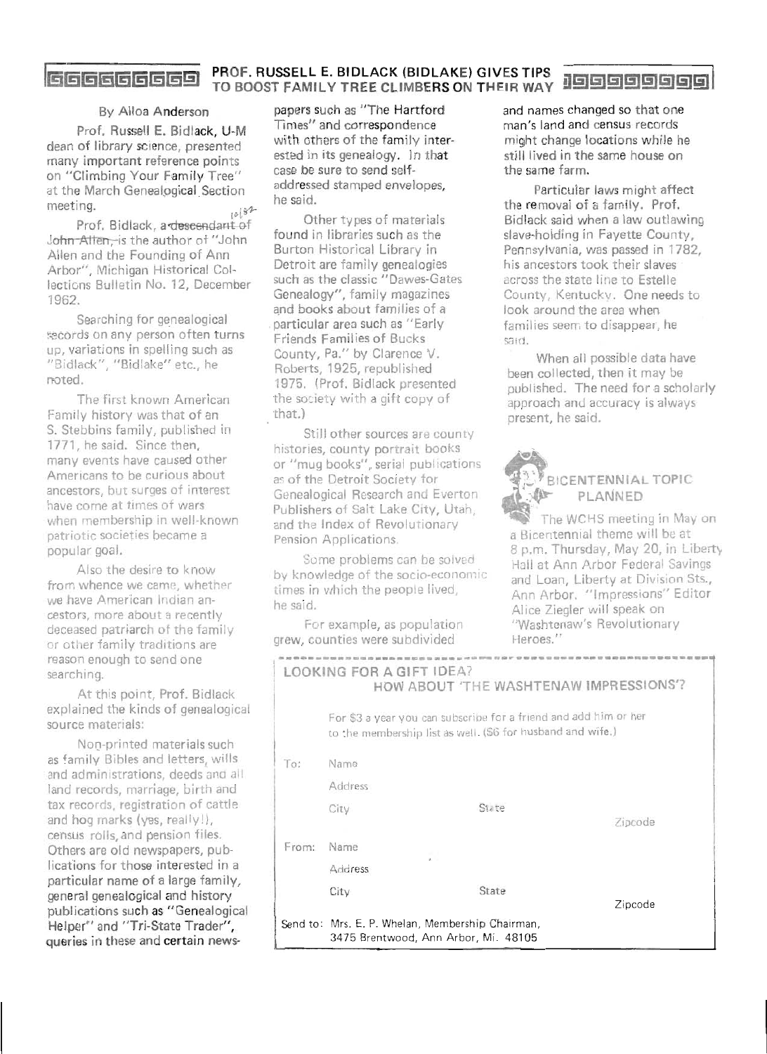## PROF. RUSSELL E. BIDLACK (BIDLAKE) GIVES TIPS TO BOOST FAMILY TREE CLIMBERS ON THEIR WAY

By Ailoa Anderson

Prof. Russell E. Bidlack, U-M dean of library science, presented many important reference points on "Climbing Your Family Tree" at the March Genealogical Section meeting.

Prof. Bidlack, a descendant of John Allen, is the author of "John Allen and the Founding of Ann Arbor", Michigan Historical Collections Bulletin No. 12, December 1962.

Searching for genealogical records on any person often turns up, variations in spelling such as "Bidlack", "Bidlake" etc., he noted.

The first known American Family history was that of an S. Stebbins family, published in 1771, he said. Since then, many events have caused other Americans to be curious about ancestors, but surges of interest have come at times of wars when membership in well-known patriotic societies became a popular goal.

Also the desire to know from whence we came, whether we have American Indian ancestors, more about a recently deceased patriarch of the family or other family traditions are reason enough to send one searching.

At this point, Prof. Bidlack explained the kinds of genealogical source materials:

Non-printed materials such as family Bibles and letters, wills and administrations, deeds and all land records, marriage, birth and tax records, registration of cattle and hog marks (yes, really!), census rolls, and pension files. Others are old newspapers, publications for those interested in a particular name of a large family, general genealogical and history publications such as "Genealogical Helper" and "Tri-State Trader", queries in these and certain newspapers such as "The Hartford Times" and correspondence with others of the family interested in its genealogy. In that case be sure to send self-addressed stamped envelopes, he said.

Other types of materials found in libraries such as the Burton Historical Library in Detroit are family genealogies such as the classic "Dawes-Gates Genealogy", family magazines and books about families of a particular area such as "Early Friends Families of Bucks County, Pa." by Clarence V. Roberts, 1925, republished 1975. (Prof. Bidlack presented the society with a gift copy of that.)

Still other sources are county histories, county portrait books or "mug books", serial publications as of the Detroit Society for Genealogical Research and Everton Publishers of Salt Lake City, Utah, and the Index of Revolutionary Pension Applications.

Some problems can be solved by knowledge of the socio-economic times in which the people lived, he said.

For example, as population grew, counties were subdivided and names changed so that one man's land and census records might change locations while he still lived in the same house on the same farm.

Particular laws might affect the removal of a family. Prof. Bidlack said when a law outlawing slave-holding in Fayette County, Pennsylvania, was passed in 1782, his ancestors took their slaves across the state line to Estelle County, Kentucky. One needs to look around the area when families seem to disappear, he said.

When all possible data have been collected, then it may be published. The need for a scholarly approach and accuracy is always present, he said.

## BICENTENNIAL TOPIC PLANNED

The WCHS meeting in May on a Bicentennial theme will be at 8 p.m. Thursday, May 20, in Liberty Hall at Ann Arbor Federal Savings and Loan, Liberty at Division Sts., Ann Arbor. "Impressions" Editor Alice Ziegler will speak on "Washtenaw's Revolutionary Heroes."

---

### LOOKING FOR A GIFT IDEA?
### HOW ABOUT 'THE WASHTENAW IMPRESSIONS'?

For $3 a year you can subscribe for a friend and add him or her to the membership list as well. ($6 for husband and wife.)

To: Name
Address
City State Zipcode

From: Name
Address
City State Zipcode

Send to: Mrs. E. P. Whelan, Membership Chairman, 3475 Brentwood, Ann Arbor, Mi. 48105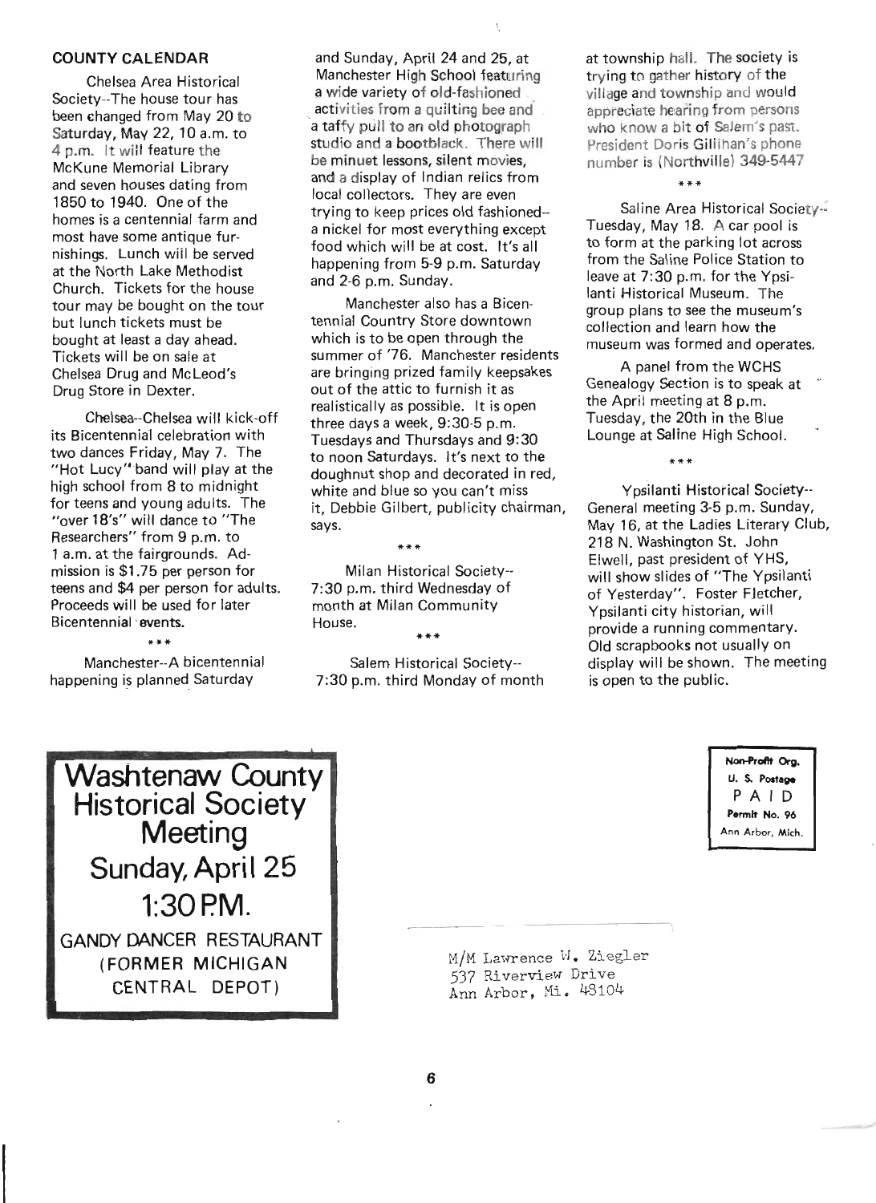## COUNTY CALENDAR

Chelsea Area Historical Society--The house tour has been changed from May 20 to Saturday, May 22, 10 a.m. to 4 p.m. It will feature the McKune Memorial Library and seven houses dating from 1850 to 1940. One of the homes is a centennial farm and most have some antique furnishings. Lunch will be served at the North Lake Methodist Church. Tickets for the house tour may be bought on the tour but lunch tickets must be bought at least a day ahead. Tickets will be on sale at Chelsea Drug and McLeod's Drug Store in Dexter.

Chelsea--Chelsea will kick-off its Bicentennial celebration with two dances Friday, May 7. The "Hot Lucy" band will play at the high school from 8 to midnight for teens and young adults. The "over 18's" will dance to "The Researchers" from 9 p.m. to 1 a.m. at the fairgrounds. Admission is $1.75 per person for teens and $4 per person for adults. Proceeds will be used for later Bicentennial events.

\*\*\*

Manchester--A bicentennial happening is planned Saturday and Sunday, April 24 and 25, at Manchester High School featuring a wide variety of old-fashioned activities from a quilting bee and a taffy pull to an old photograph studio and a bootblack. There will be minuet lessons, silent movies, and a display of Indian relics from local collectors. They are even trying to keep prices old fashioned--a nickel for most everything except food which will be at cost. It's all happening from 5-9 p.m. Saturday and 2-6 p.m. Sunday.

Manchester also has a Bicentennial Country Store downtown which is to be open through the summer of '76. Manchester residents are bringing prized family keepsakes out of the attic to furnish it as realistically as possible. It is open three days a week, 9:30-5 p.m. Tuesdays and Thursdays and 9:30 to noon Saturdays. It's next to the doughnut shop and decorated in red, white and blue so you can't miss it, Debbie Gilbert, publicity chairman, says.

\*\*\*

Milan Historical Society--7:30 p.m. third Wednesday of month at Milan Community House.

\*\*\*

Salem Historical Society--7:30 p.m. third Monday of month at township hall. The society is trying to gather history of the village and township and would appreciate hearing from persons who know a bit of Salem's past. President Doris Gillihan's phone number is (Northville) 349-5447

\*\*\*

Saline Area Historical Society--Tuesday, May 18. A car pool is to form at the parking lot across from the Saline Police Station to leave at 7:30 p.m. for the Ypsilanti Historical Museum. The group plans to see the museum's collection and learn how the museum was formed and operates.

A panel from the WCHS Genealogy Section is to speak at the April meeting at 8 p.m. Tuesday, the 20th in the Blue Lounge at Saline High School.

\*\*\*

Ypsilanti Historical Society--General meeting 3-5 p.m. Sunday, May 16, at the Ladies Literary Club, 218 N. Washington St. John Elwell, past president of YHS, will show slides of "The Ypsilanti of Yesterday". Foster Fletcher, Ypsilanti city historian, will provide a running commentary. Old scrapbooks not usually on display will be shown. The meeting is open to the public.

# Washtenaw County Historical Society Meeting

## Sunday, April 25

## 1:30 P.M.

GANDY DANCER RESTAURANT
(FORMER MICHIGAN CENTRAL DEPOT)

Non-Profit Org.
U. S. Postage
PAID
Permit No. 96
Ann Arbor, Mich.

M/M Lawrence W. Ziegler
537 Riverview Drive
Ann Arbor, Mi. 48104